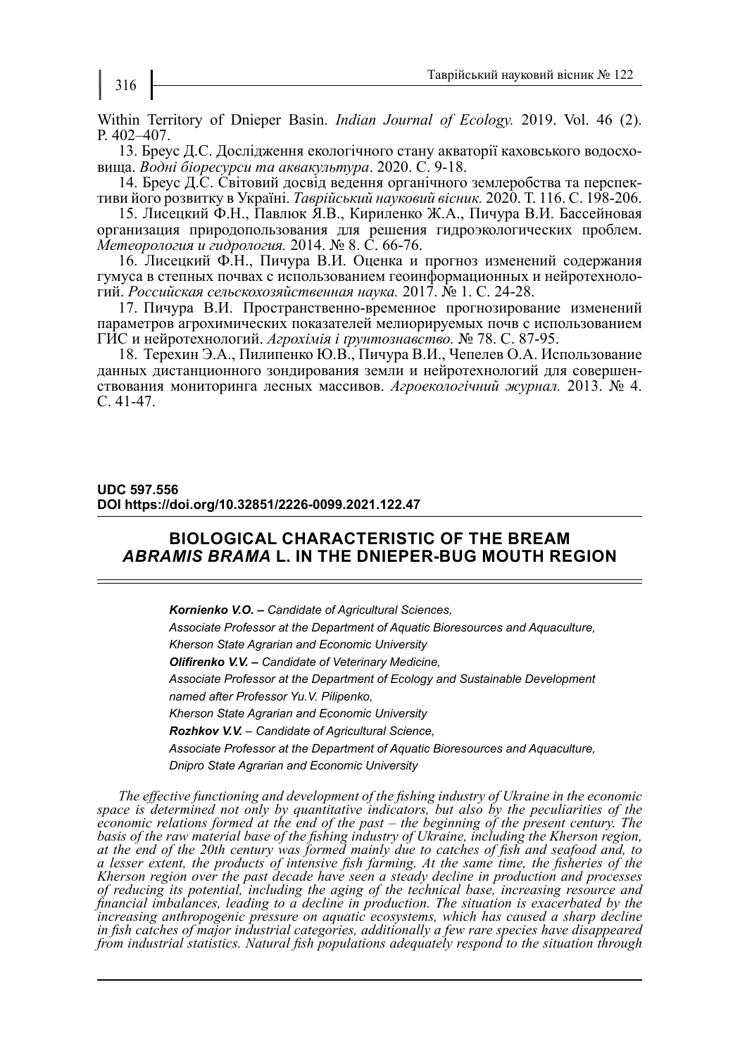Within Territory of Dnieper Basin. *Indian Journal of Ecology.* 2019. Vol. 46 (2). P. 402–407.

13. Бреус Д.С. Дослідження екологічного стану акваторії каховського водосховища. *Водні біоресурси та аквакультура*. 2020. С. 9-18.

14. Бреус Д.С. Світовий досвід ведення органічного землеробства та перспективи його розвитку в Україні. *Таврійський науковий вісник.* 2020. Т. 116. С. 198-206.

15. Лисецкий Ф.Н., Павлюк Я.В., Кириленко Ж.А., Пичура В.И. Бассейновая организация природопользования для решения гидроэкологических проблем. *Метеорология и гидрология.* 2014. № 8. С. 66-76.

16. Лисецкий Ф.Н., Пичура В.И. Оценка и прогноз изменений содержания гумуса в степных почвах с использованием геоинформационных и нейротехнологий. *Российская сельскохозяйственная наука.* 2017. № 1. С. 24-28.

17. Пичура В.И. Пространственно-временное прогнозирование изменений параметров агрохимических показателей мелиорируемых почв с использованием ГИС и нейротехнологий. *Агрохімія і ґрунтознавство.* № 78. С. 87-95.

18. Терехин Э.А., Пилипенко Ю.В., Пичура В.И., Чепелев О.А. Использование данных дистанционного зондирования земли и нейротехнологий для совершенствования мониторинга лесных массивов. *Агроекологічний журнал.* 2013. № 4. С. 41-47.

**UDC 597.556**
**DOI https://doi.org/10.32851/2226-0099.2021.122.47**

# BIOLOGICAL CHARACTERISTIC OF THE BREAM *ABRAMIS BRAMA* L. IN THE DNIEPER-BUG MOUTH REGION

***Kornienko V.O.*** *– Candidate of Agricultural Sciences,*
*Associate Professor at the Department of Aquatic Bioresources and Aquaculture,*
*Kherson State Agrarian and Economic University*

***Olifirenko V.V.*** *– Candidate of Veterinary Medicine,*
*Associate Professor at the Department of Ecology and Sustainable Development named after Professor Yu.V. Pilipenko,*
*Kherson State Agrarian and Economic University*

***Rozhkov V.V.*** *– Candidate of Agricultural Science,*
*Associate Professor at the Department of Aquatic Bioresources and Aquaculture,*
*Dnipro State Agrarian and Economic University*

*The effective functioning and development of the fishing industry of Ukraine in the economic space is determined not only by quantitative indicators, but also by the peculiarities of the economic relations formed at the end of the past – the beginning of the present century. The basis of the raw material base of the fishing industry of Ukraine, including the Kherson region, at the end of the 20th century was formed mainly due to catches of fish and seafood and, to a lesser extent, the products of intensive fish farming. At the same time, the fisheries of the Kherson region over the past decade have seen a steady decline in production and processes of reducing its potential, including the aging of the technical base, increasing resource and financial imbalances, leading to a decline in production. The situation is exacerbated by the increasing anthropogenic pressure on aquatic ecosystems, which has caused a sharp decline in fish catches of major industrial categories, additionally a few rare species have disappeared from industrial statistics. Natural fish populations adequately respond to the situation through*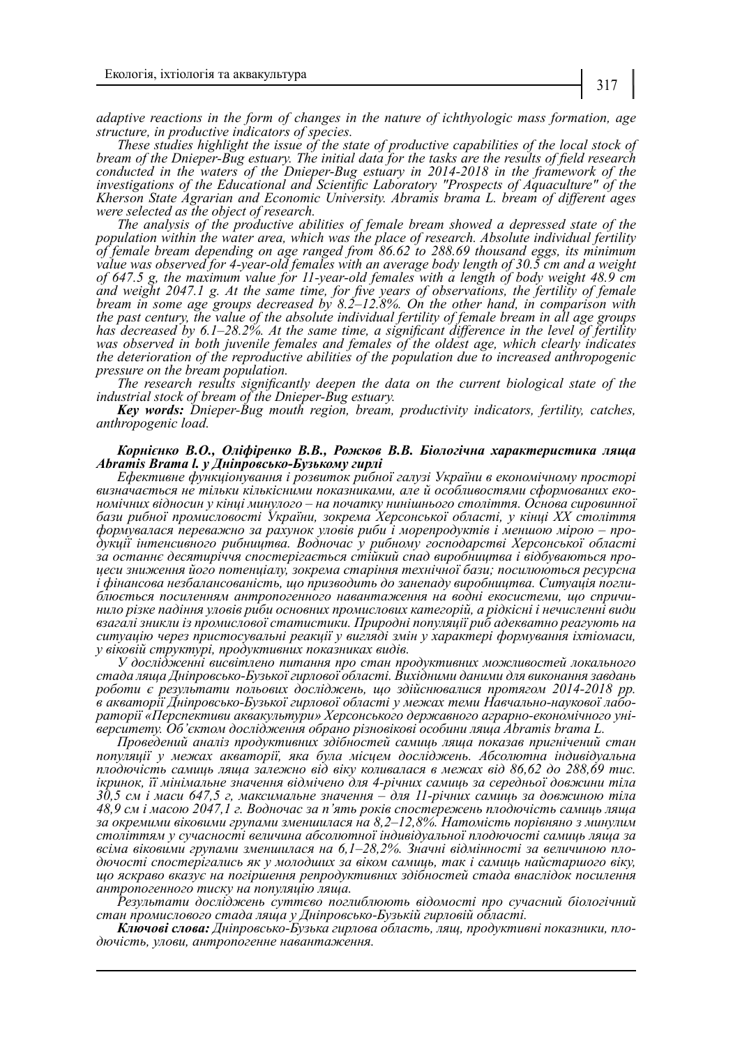*adaptive reactions in the form of changes in the nature of ichthyologic mass formation, age structure, in productive indicators of species.*

*These studies highlight the issue of the state of productive capabilities of the local stock of bream of the Dnieper-Bug estuary. The initial data for the tasks are the results of field research conducted in the waters of the Dnieper-Bug estuary in 2014-2018 in the framework of the investigations of the Educational and Scientific Laboratory "Prospects of Aquaculture" of the Kherson State Agrarian and Economic University. Abramis brama L. bream of different ages were selected as the object of research.*

*The analysis of the productive abilities of female bream showed a depressed state of the population within the water area, which was the place of research. Absolute individual fertility of female bream depending on age ranged from 86.62 to 288.69 thousand eggs, its minimum value was observed for 4-year-old females with an average body length of 30.5 cm and a weight of 647.5 g, the maximum value for 11-year-old females with a length of body weight 48.9 cm and weight 2047.1 g. At the same time, for five years of observations, the fertility of female bream in some age groups decreased by 8.2–12.8%. On the other hand, in comparison with the past century, the value of the absolute individual fertility of female bream in all age groups has decreased by 6.1–28.2%. At the same time, a significant difference in the level of fertility was observed in both juvenile females and females of the oldest age, which clearly indicates the deterioration of the reproductive abilities of the population due to increased anthropogenic pressure on the bream population.*

*The research results significantly deepen the data on the current biological state of the industrial stock of bream of the Dnieper-Bug estuary.*

***Key words:*** *Dnieper-Bug mouth region, bream, productivity indicators, fertility, catches, anthropogenic load.*

***Корнієнко В.О., Оліфіренко В.В., Рожков В.В. Біологічна характеристика ляща Abramis Brama l. у Дніпровсько-Бузькому гирлі***

*Ефективне функціонування і розвиток рибної галузі України в економічному просторі визначається не тільки кількісними показниками, але й особливостями сформованих економічних відносин у кінці минулого – на початку нинішнього століття. Основа сировинної бази рибної промисловості України, зокрема Херсонської області, у кінці XX століття формувалася переважно за рахунок уловів риби і морепродуктів і меншою мірою – продукції інтенсивного рибництва. Водночас у рибному господарстві Херсонської області за останнє десятиріччя спостерігається стійкий спад виробництва і відбуваються процеси зниження його потенціалу, зокрема старіння технічної бази; посилюються ресурсна і фінансова незбалансованість, що призводить до занепаду виробництва. Ситуація поглиблюється посиленням антропогенного навантаження на водні екосистеми, що спричинило різке падіння уловів риби основних промислових категорій, а рідкісні і нечисленні види взагалі зникли із промислової статистики. Природні популяції риб адекватно реагують на ситуацію через пристосувальні реакції у вигляді змін у характері формування іхтіомаси, у віковій структурі, продуктивних показниках видів.*

*У дослідженні висвітлено питання про стан продуктивних можливостей локального стада ляща Дніпровсько-Бузької гирлової області. Вихідними даними для виконання завдань роботи є результати польових досліджень, що здійснювалися протягом 2014-2018 рр. в акваторії Дніпровсько-Бузької гирлової області у межах теми Навчально-наукової лабораторії «Перспективи аквакультури» Херсонського державного аграрно-економічного університету. Об'єктом дослідження обрано різновікові особини ляща Abramis brama L.*

*Проведений аналіз продуктивних здібностей самиць ляща показав пригнічений стан популяції у межах акваторії, яка була місцем досліджень. Абсолютна індивідуальна плодючість самиць ляща залежно від віку коливалася в межах від 86,62 до 288,69 тис. ікринок, її мінімальне значення відмічено для 4-річних самиць за середньої довжини тіла 30,5 см і маси 647,5 г, максимальне значення – для 11-річних самиць за довжиною тіла 48,9 см і масою 2047,1 г. Водночас за п'ять років спостережень плодючість самиць ляща за окремими віковими групами зменшилася на 8,2–12,8%. Натомість порівняно з минулим століттям у сучасності величина абсолютної індивідуальної плодючості самиць ляща за всіма віковими групами зменшилася на 6,1–28,2%. Значні відмінності за величиною плодючості спостерігались як у молодших за віком самиць, так і самиць найстаршого віку, що яскраво вказує на погіршення репродуктивних здібностей стада внаслідок посилення антропогенного тиску на популяцію ляща.*

*Результати досліджень суттєво поглиблюють відомості про сучасний біологічний стан промислового стада ляща у Дніпровсько-Бузькій гирловій області.*

***Ключові слова:*** *Дніпровсько-Бузька гирлова область, лящ, продуктивні показники, плодючість, улови, антропогенне навантаження.*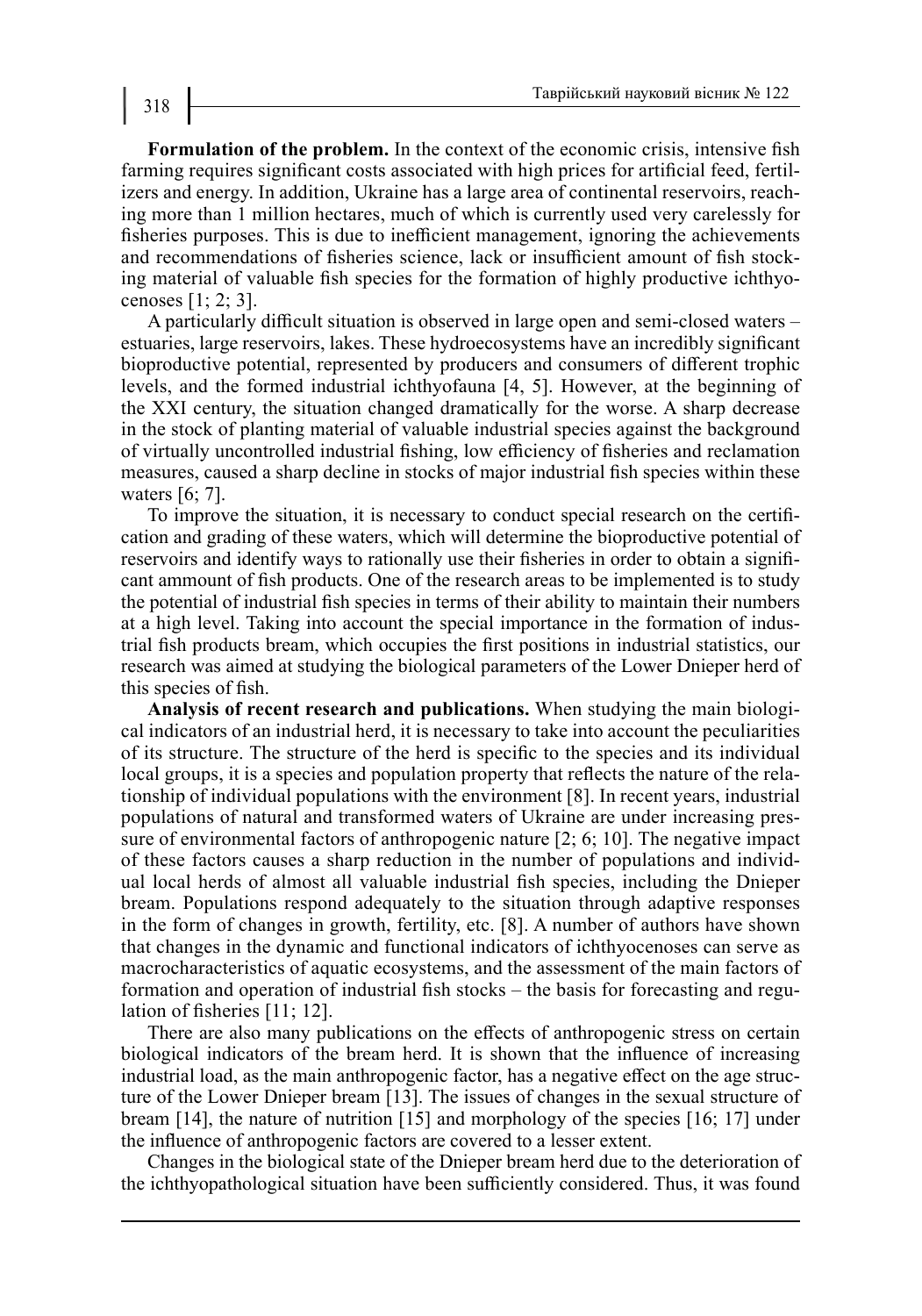**Formulation of the problem.** In the context of the economic crisis, intensive fish farming requires significant costs associated with high prices for artificial feed, fertilizers and energy. In addition, Ukraine has a large area of continental reservoirs, reaching more than 1 million hectares, much of which is currently used very carelessly for fisheries purposes. This is due to inefficient management, ignoring the achievements and recommendations of fisheries science, lack or insufficient amount of fish stocking material of valuable fish species for the formation of highly productive ichthyocenoses [1; 2; 3].

A particularly difficult situation is observed in large open and semi-closed waters – estuaries, large reservoirs, lakes. These hydroecosystems have an incredibly significant bioproductive potential, represented by producers and consumers of different trophic levels, and the formed industrial ichthyofauna [4, 5]. However, at the beginning of the XXI century, the situation changed dramatically for the worse. A sharp decrease in the stock of planting material of valuable industrial species against the background of virtually uncontrolled industrial fishing, low efficiency of fisheries and reclamation measures, caused a sharp decline in stocks of major industrial fish species within these waters [6; 7].

To improve the situation, it is necessary to conduct special research on the certification and grading of these waters, which will determine the bioproductive potential of reservoirs and identify ways to rationally use their fisheries in order to obtain a significant ammount of fish products. One of the research areas to be implemented is to study the potential of industrial fish species in terms of their ability to maintain their numbers at a high level. Taking into account the special importance in the formation of industrial fish products bream, which occupies the first positions in industrial statistics, our research was aimed at studying the biological parameters of the Lower Dnieper herd of this species of fish.

**Analysis of recent research and publications.** When studying the main biological indicators of an industrial herd, it is necessary to take into account the peculiarities of its structure. The structure of the herd is specific to the species and its individual local groups, it is a species and population property that reflects the nature of the relationship of individual populations with the environment [8]. In recent years, industrial populations of natural and transformed waters of Ukraine are under increasing pressure of environmental factors of anthropogenic nature [2; 6; 10]. The negative impact of these factors causes a sharp reduction in the number of populations and individual local herds of almost all valuable industrial fish species, including the Dnieper bream. Populations respond adequately to the situation through adaptive responses in the form of changes in growth, fertility, etc. [8]. A number of authors have shown that changes in the dynamic and functional indicators of ichthyocenoses can serve as macrocharacteristics of aquatic ecosystems, and the assessment of the main factors of formation and operation of industrial fish stocks – the basis for forecasting and regulation of fisheries [11; 12].

There are also many publications on the effects of anthropogenic stress on certain biological indicators of the bream herd. It is shown that the influence of increasing industrial load, as the main anthropogenic factor, has a negative effect on the age structure of the Lower Dnieper bream [13]. The issues of changes in the sexual structure of bream [14], the nature of nutrition [15] and morphology of the species [16; 17] under the influence of anthropogenic factors are covered to a lesser extent.

Changes in the biological state of the Dnieper bream herd due to the deterioration of the ichthyopathological situation have been sufficiently considered. Thus, it was found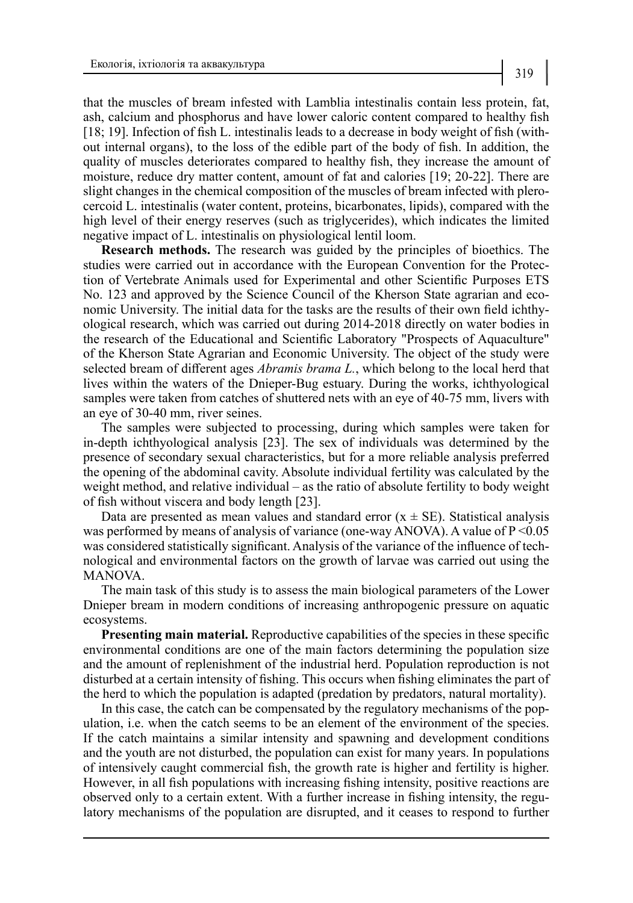that the muscles of bream infested with Lamblia intestinalis contain less protein, fat, ash, calcium and phosphorus and have lower caloric content compared to healthy fish [18; 19]. Infection of fish L. intestinalis leads to a decrease in body weight of fish (without internal organs), to the loss of the edible part of the body of fish. In addition, the quality of muscles deteriorates compared to healthy fish, they increase the amount of moisture, reduce dry matter content, amount of fat and calories [19; 20-22]. There are slight changes in the chemical composition of the muscles of bream infected with plerocercoid L. intestinalis (water content, proteins, bicarbonates, lipids), compared with the high level of their energy reserves (such as triglycerides), which indicates the limited negative impact of L. intestinalis on physiological lentil loom.

**Research methods.** The research was guided by the principles of bioethics. The studies were carried out in accordance with the European Convention for the Protection of Vertebrate Animals used for Experimental and other Scientific Purposes ETS No. 123 and approved by the Science Council of the Kherson State agrarian and economic University. The initial data for the tasks are the results of their own field ichthyological research, which was carried out during 2014-2018 directly on water bodies in the research of the Educational and Scientific Laboratory "Prospects of Aquaculture" of the Kherson State Agrarian and Economic University. The object of the study were selected bream of different ages *Abramis brama L.*, which belong to the local herd that lives within the waters of the Dnieper-Bug estuary. During the works, ichthyological samples were taken from catches of shuttered nets with an eye of 40-75 mm, livers with an eye of 30-40 mm, river seines.

The samples were subjected to processing, during which samples were taken for in-depth ichthyological analysis [23]. The sex of individuals was determined by the presence of secondary sexual characteristics, but for a more reliable analysis preferred the opening of the abdominal cavity. Absolute individual fertility was calculated by the weight method, and relative individual – as the ratio of absolute fertility to body weight of fish without viscera and body length [23].

Data are presented as mean values and standard error ($x \pm SE$). Statistical analysis was performed by means of analysis of variance (one-way ANOVA). A value of $P < 0.05$ was considered statistically significant. Analysis of the variance of the influence of technological and environmental factors on the growth of larvae was carried out using the MANOVA.

The main task of this study is to assess the main biological parameters of the Lower Dnieper bream in modern conditions of increasing anthropogenic pressure on aquatic ecosystems.

**Presenting main material.** Reproductive capabilities of the species in these specific environmental conditions are one of the main factors determining the population size and the amount of replenishment of the industrial herd. Population reproduction is not disturbed at a certain intensity of fishing. This occurs when fishing eliminates the part of the herd to which the population is adapted (predation by predators, natural mortality).

In this case, the catch can be compensated by the regulatory mechanisms of the population, i.e. when the catch seems to be an element of the environment of the species. If the catch maintains a similar intensity and spawning and development conditions and the youth are not disturbed, the population can exist for many years. In populations of intensively caught commercial fish, the growth rate is higher and fertility is higher. However, in all fish populations with increasing fishing intensity, positive reactions are observed only to a certain extent. With a further increase in fishing intensity, the regulatory mechanisms of the population are disrupted, and it ceases to respond to further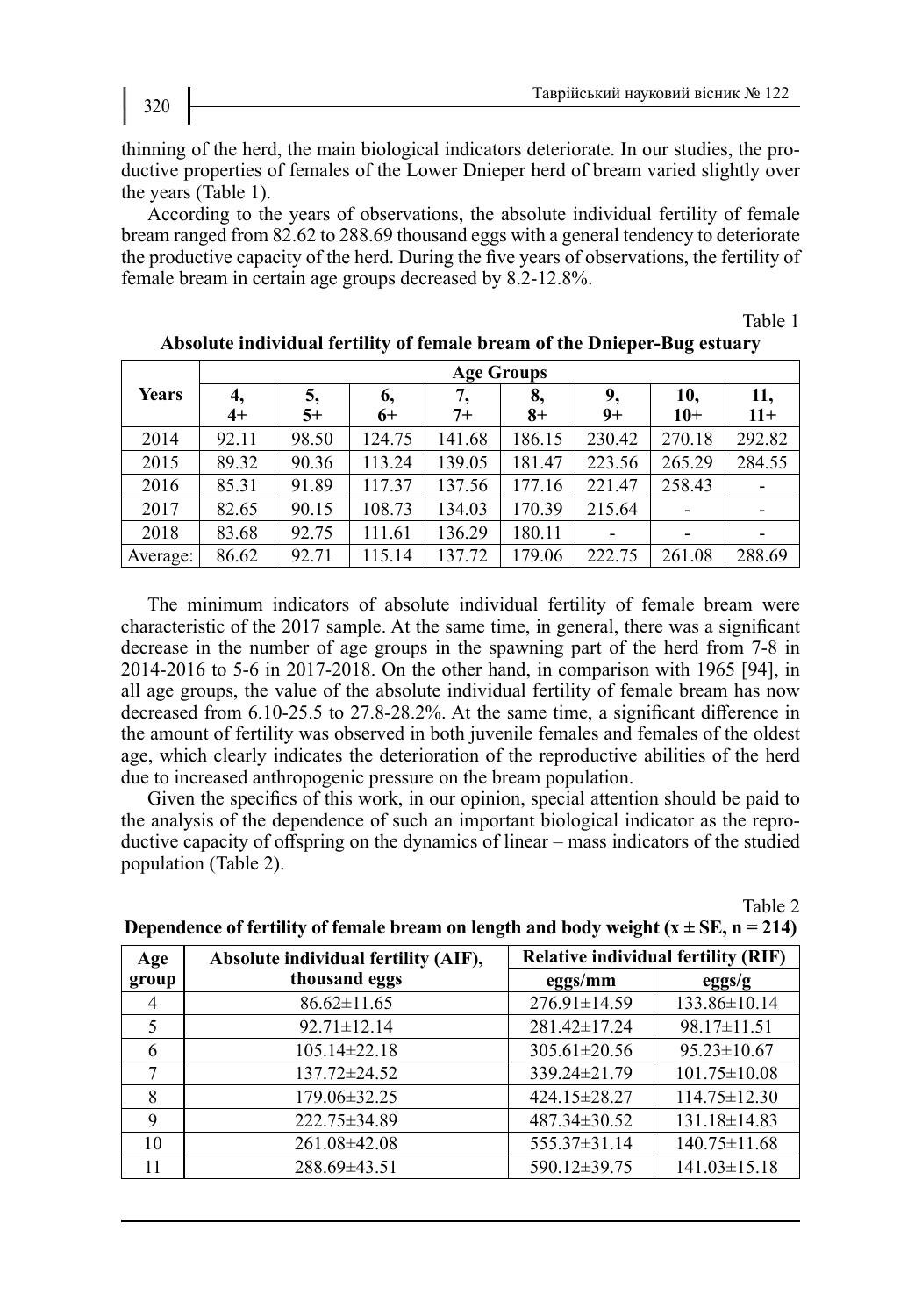thinning of the herd, the main biological indicators deteriorate. In our studies, the productive properties of females of the Lower Dnieper herd of bream varied slightly over the years (Table 1).

According to the years of observations, the absolute individual fertility of female bream ranged from 82.62 to 288.69 thousand eggs with a general tendency to deteriorate the productive capacity of the herd. During the five years of observations, the fertility of female bream in certain age groups decreased by 8.2-12.8%.

Table 1

**Absolute individual fertility of female bream of the Dnieper-Bug estuary**

| Years | Age Groups | | | | | | | |
|---|---|---|---|---|---|---|---|---|
| | **4, 4+** | **5, 5+** | **6, 6+** | **7, 7+** | **8, 8+** | **9, 9+** | **10, 10+** | **11, 11+** |
| 2014 | 92.11 | 98.50 | 124.75 | 141.68 | 186.15 | 230.42 | 270.18 | 292.82 |
| 2015 | 89.32 | 90.36 | 113.24 | 139.05 | 181.47 | 223.56 | 265.29 | 284.55 |
| 2016 | 85.31 | 91.89 | 117.37 | 137.56 | 177.16 | 221.47 | 258.43 | - |
| 2017 | 82.65 | 90.15 | 108.73 | 134.03 | 170.39 | 215.64 | - | - |
| 2018 | 83.68 | 92.75 | 111.61 | 136.29 | 180.11 | - | - | - |
| Average: | 86.62 | 92.71 | 115.14 | 137.72 | 179.06 | 222.75 | 261.08 | 288.69 |

The minimum indicators of absolute individual fertility of female bream were characteristic of the 2017 sample. At the same time, in general, there was a significant decrease in the number of age groups in the spawning part of the herd from 7-8 in 2014-2016 to 5-6 in 2017-2018. On the other hand, in comparison with 1965 [94], in all age groups, the value of the absolute individual fertility of female bream has now decreased from 6.10-25.5 to 27.8-28.2%. At the same time, a significant difference in the amount of fertility was observed in both juvenile females and females of the oldest age, which clearly indicates the deterioration of the reproductive abilities of the herd due to increased anthropogenic pressure on the bream population.

Given the specifics of this work, in our opinion, special attention should be paid to the analysis of the dependence of such an important biological indicator as the reproductive capacity of offspring on the dynamics of linear – mass indicators of the studied population (Table 2).

Table 2

**Dependence of fertility of female bream on length and body weight ($x \pm SE$, $n = 214$)**

| Age group | Absolute individual fertility (AIF), thousand eggs | Relative individual fertility (RIF) | |
|---|---|---|---|
| | | eggs/mm | eggs/g |
| 4 | 86.62±11.65 | 276.91±14.59 | 133.86±10.14 |
| 5 | 92.71±12.14 | 281.42±17.24 | 98.17±11.51 |
| 6 | 105.14±22.18 | 305.61±20.56 | 95.23±10.67 |
| 7 | 137.72±24.52 | 339.24±21.79 | 101.75±10.08 |
| 8 | 179.06±32.25 | 424.15±28.27 | 114.75±12.30 |
| 9 | 222.75±34.89 | 487.34±30.52 | 131.18±14.83 |
| 10 | 261.08±42.08 | 555.37±31.14 | 140.75±11.68 |
| 11 | 288.69±43.51 | 590.12±39.75 | 141.03±15.18 |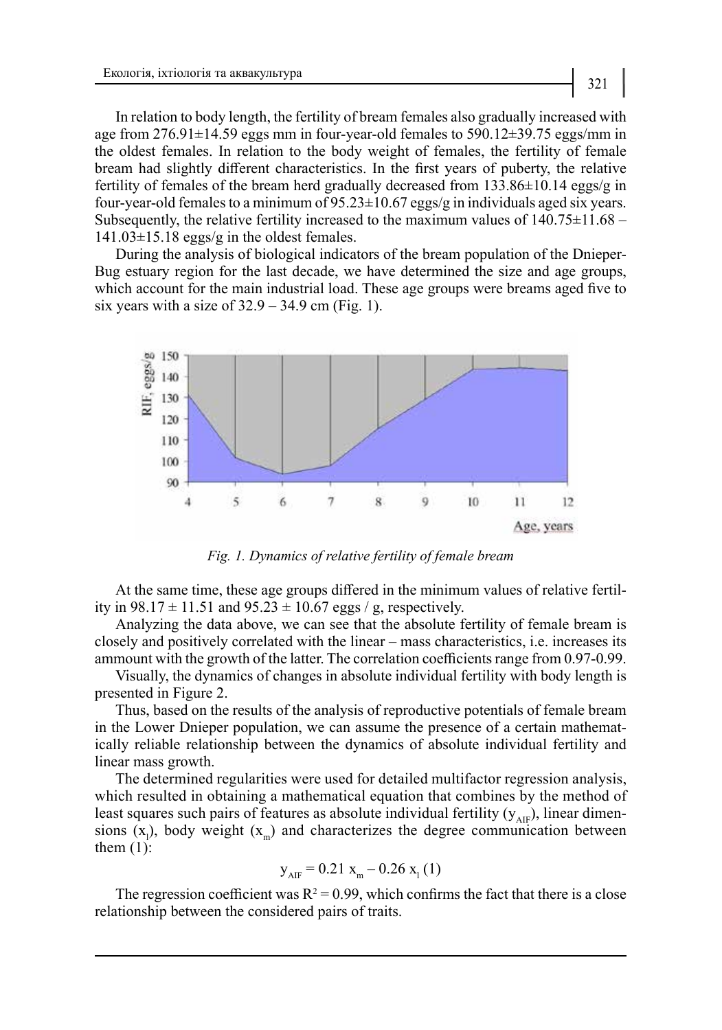In relation to body length, the fertility of bream females also gradually increased with age from 276.91±14.59 eggs mm in four-year-old females to 590.12±39.75 eggs/mm in the oldest females. In relation to the body weight of females, the fertility of female bream had slightly different characteristics. In the first years of puberty, the relative fertility of females of the bream herd gradually decreased from 133.86±10.14 eggs/g in four-year-old females to a minimum of 95.23±10.67 eggs/g in individuals aged six years. Subsequently, the relative fertility increased to the maximum values of 140.75±11.68 – 141.03±15.18 eggs/g in the oldest females.

During the analysis of biological indicators of the bream population of the Dnieper-Bug estuary region for the last decade, we have determined the size and age groups, which account for the main industrial load. These age groups were breams aged five to six years with a size of 32.9 – 34.9 cm (Fig. 1).

*Fig. 1. Dynamics of relative fertility of female bream*

At the same time, these age groups differed in the minimum values of relative fertility in 98.17 ± 11.51 and 95.23 ± 10.67 eggs / g, respectively.

Analyzing the data above, we can see that the absolute fertility of female bream is closely and positively correlated with the linear – mass characteristics, i.e. increases its ammount with the growth of the latter. The correlation coefficients range from 0.97-0.99.

Visually, the dynamics of changes in absolute individual fertility with body length is presented in Figure 2.

Thus, based on the results of the analysis of reproductive potentials of female bream in the Lower Dnieper population, we can assume the presence of a certain mathematically reliable relationship between the dynamics of absolute individual fertility and linear mass growth.

The determined regularities were used for detailed multifactor regression analysis, which resulted in obtaining a mathematical equation that combines by the method of least squares such pairs of features as absolute individual fertility ($y_{AIF}$), linear dimensions ($x_l$), body weight ($x_m$) and characterizes the degree communication between them (1):

$$y_{AIF} = 0.21\ x_m - 0.26\ x_l \quad (1)$$

The regression coefficient was $R^2 = 0.99$, which confirms the fact that there is a close relationship between the considered pairs of traits.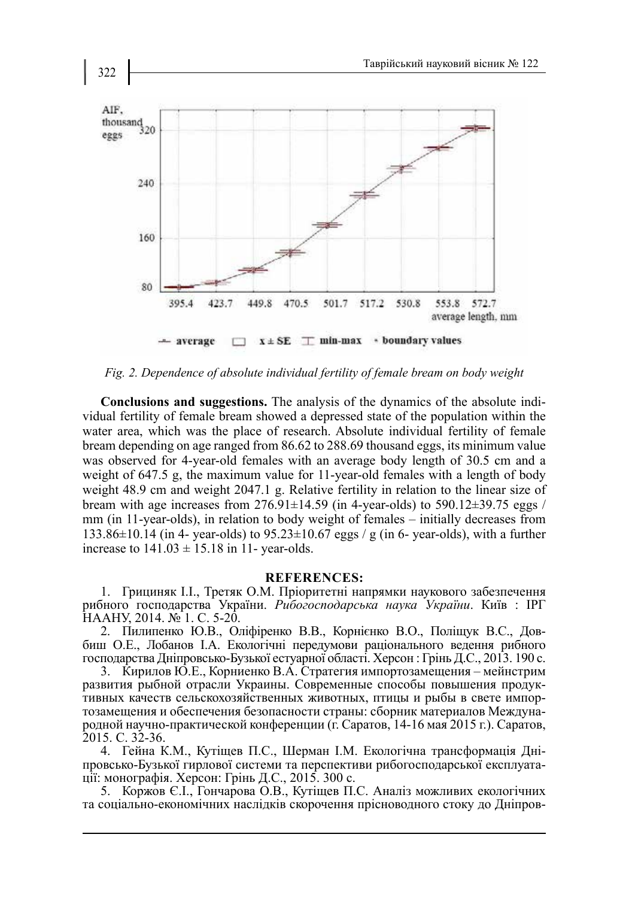*Fig. 2. Dependence of absolute individual fertility of female bream on body weight*

**Conclusions and suggestions.** The analysis of the dynamics of the absolute individual fertility of female bream showed a depressed state of the population within the water area, which was the place of research. Absolute individual fertility of female bream depending on age ranged from 86.62 to 288.69 thousand eggs, its minimum value was observed for 4-year-old females with an average body length of 30.5 cm and a weight of 647.5 g, the maximum value for 11-year-old females with a length of body weight 48.9 cm and weight 2047.1 g. Relative fertility in relation to the linear size of bream with age increases from 276.91±14.59 (in 4-year-olds) to 590.12±39.75 eggs / mm (in 11-year-olds), in relation to body weight of females – initially decreases from 133.86±10.14 (in 4- year-olds) to 95.23±10.67 eggs / g (in 6- year-olds), with a further increase to 141.03 ± 15.18 in 11- year-olds.

## REFERENCES:

1. Грициняк І.І., Третяк О.М. Пріоритетні напрямки наукового забезпечення рибного господарства України. *Рибогосподарська наука України*. Київ : ІРГ НААНУ, 2014. № 1. С. 5-20.
2. Пилипенко Ю.В., Оліфіренко В.В., Корнієнко В.О., Поліщук В.С., Довбиш О.Е., Лобанов І.А. Екологічні передумови раціонального ведення рибного господарства Дніпровсько-Бузької естуарної області. Херсон : Грінь Д.С., 2013. 190 с.
3. Кирилов Ю.Е., Корниенко В.А. Стратегия импортозамещения – мейнстрим развития рыбной отрасли Украины. Современные способы повышения продуктивных качеств сельскохозяйственных животных, птицы и рыбы в свете импортозамещения и обеспечения безопасности страны: сборник материалов Международной научно-практической конференции (г. Саратов, 14-16 мая 2015 г.). Саратов, 2015. С. 32-36.
4. Гейна К.М., Кутіщев П.С., Шерман І.М. Екологічна трансформація Дніпровсько-Бузької гирлової системи та перспективи рибогосподарської експлуатації: монографія. Херсон: Грінь Д.С., 2015. 300 с.
5. Коржов Є.І., Гончарова О.В., Кутіщев П.С. Аналіз можливих екологічних та соціально-економічних наслідків скорочення прісноводного стоку до Дніпров-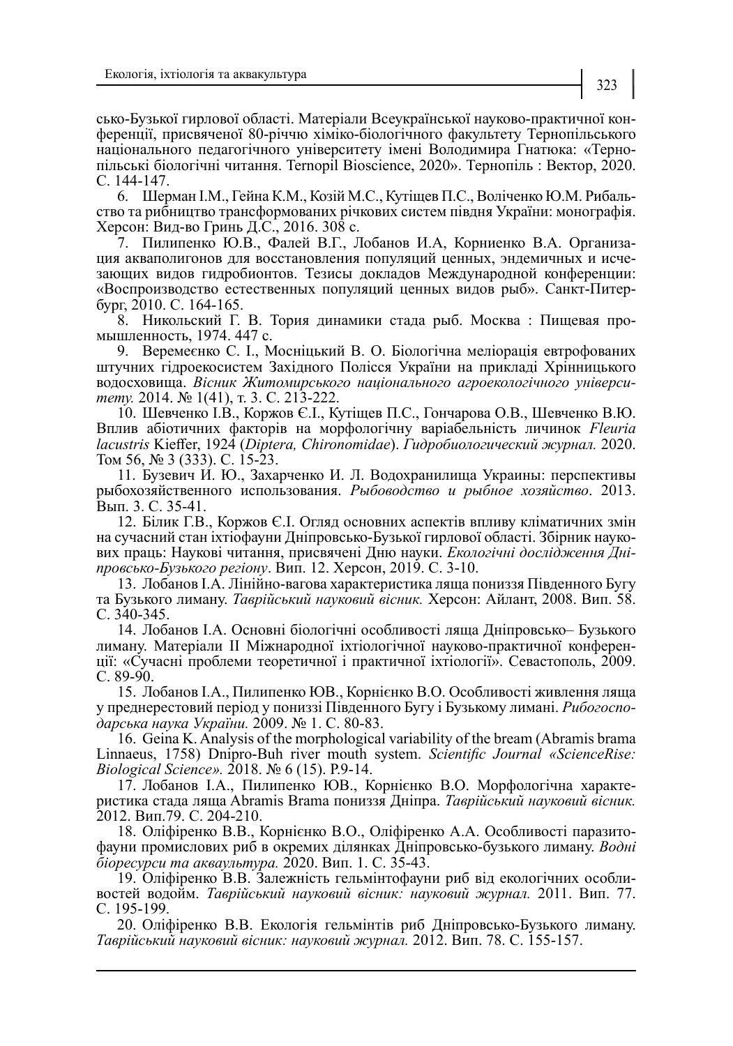сько-Бузької гирлової області. Матеріали Всеукраїнської науково-практичної конференції, присвяченої 80-річчю хіміко-біологічного факультету Тернопільського національного педагогічного університету імені Володимира Гнатюка: «Тернопільські біологічні читання. Ternopil Bioscience, 2020». Тернопіль : Вектор, 2020. С. 144-147.

6. Шерман І.М., Гейна К.М., Козій М.С., Кутіщев П.С., Воліченко Ю.М. Рибальство та рибництво трансформованих річкових систем півдня України: монографія. Херсон: Вид-во Гринь Д.С., 2016. 308 с.

7. Пилипенко Ю.В., Фалей В.Г., Лобанов И.А, Корниенко В.А. Организация аквамолигонов для восстановления популяций ценных, эндемичных и исчезающих видов гидробионтов. Тезисы докладов Международной конференции: «Воспроизводство естественных популяций ценных видов рыб». Санкт-Петербург, 2010. С. 164-165.

8. Никольский Г. В. Тория динамики стада рыб. Москва : Пищевая промышленность, 1974. 447 с.

9. Веремеєнко С. І., Мосніцький В. О. Біологічна меліорація евтрофованих штучних гідроекосистем Західного Полісся України на прикладі Хрінницького водосховища. *Вісник Житомирського національного агроекологічного університету.* 2014. № 1(41), т. 3. С. 213-222.

10. Шевченко І.В., Коржов Є.І., Кутіщев П.С., Гончарова О.В., Шевченко В.Ю. Вплив абіотичних факторів на морфологічну варіабельність личинок *Fleuria lacustris* Kieffer, 1924 (*Diptera, Chironomidae*). *Гидробиологический журнал.* 2020. Том 56, № 3 (333). С. 15-23.

11. Бузевич И. Ю., Захарченко И. Л. Водохранилища Украины: перспективы рыбохозяйственного использования. *Рыбоводство и рыбное хозяйство*. 2013. Вып. 3. С. 35-41.

12. Білик Г.В., Коржов Є.І. Огляд основних аспектів впливу кліматичних змін на сучасний стан іхтіофауни Дніпровсько-Бузької гирлової області. Збірник наукових праць: Наукові читання, присвячені Дню науки. *Екологічні дослідження Дніпровсько-Бузького регіону*. Вип. 12. Херсон, 2019. С. 3-10.

13. Лобанов І.А. Лінійно-вагова характеристика ляща пониззя Південного Бугу та Бузького лиману. *Таврійський науковий вісник.* Херсон: Айлант, 2008. Вип. 58. С. 340-345.

14. Лобанов І.А. Основні біологічні особливості ляща Дніпровсько– Бузького лиману. Матеріали ІІ Міжнародної іхтіологічної науково-практичної конференції: «Сучасні проблеми теоретичної і практичної іхтіології». Севастополь, 2009. С. 89-90.

15. Лобанов І.А., Пилипенко ЮВ., Корнієнко В.О. Особливості живлення ляща у преднерестовий період у пониззі Південного Бугу і Бузькому лимані. *Рибогосподарська наука України.* 2009. № 1. С. 80-83.

16. Geina K. Analysis of the morphological variability of the bream (Abramis brama Linnaeus, 1758) Dnipro-Buh river mouth system. *Scientific Journal «ScienceRise: Biological Science».* 2018. № 6 (15). P.9-14.

17. Лобанов І.А., Пилипенко ЮВ., Корнієнко В.О. Морфологічна характеристика стада ляща Abramis Brama пониззя Дніпра. *Таврійський науковий вісник.* 2012. Вип.79. С. 204-210.

18. Оліфіренко В.В., Корнієнко В.О., Оліфіренко А.А. Особливості паразитофауни промислових риб в окремих ділянках Дніпровсько-бузького лиману. *Водні біоресурси та аквакультура.* 2020. Вип. 1. С. 35-43.

19. Оліфіренко В.В. Залежність гельмінтофауни риб від екологічних особливостей водойм. *Таврійський науковий вісник: науковий журнал.* 2011. Вип. 77. С. 195-199.

20. Оліфіренко В.В. Екологія гельмінтів риб Дніпровсько-Бузького лиману. *Таврійський науковий вісник: науковий журнал.* 2012. Вип. 78. С. 155-157.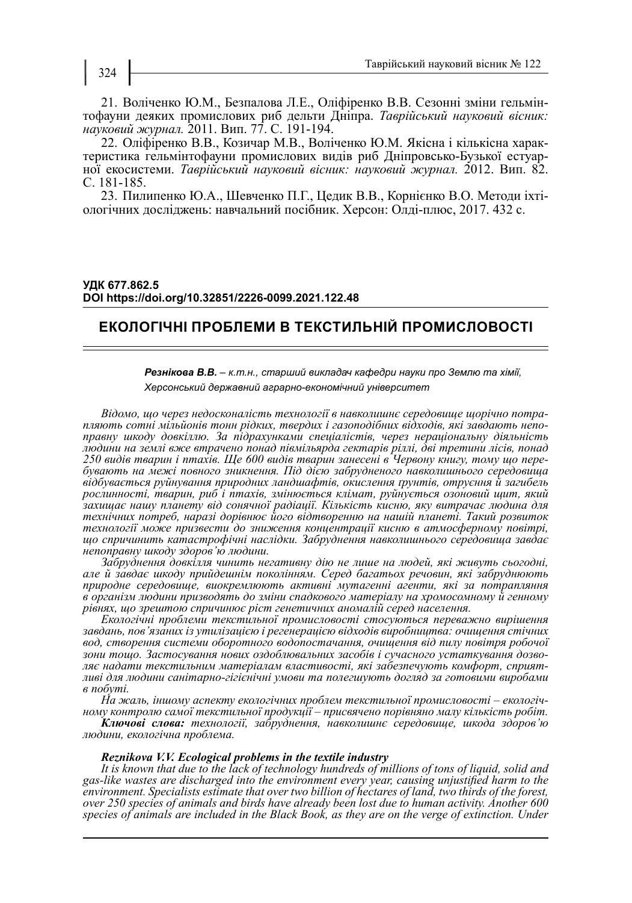21. Воліченко Ю.М., Безпалова Л.Е., Оліфіренко В.В. Сезонні зміни гельмінтофауни деяких промислових риб дельти Дніпра. *Таврійський науковий вісник: науковий журнал.* 2011. Вип. 77. С. 191-194.

22. Оліфіренко В.В., Козичар М.В., Воліченко Ю.М. Якісна і кількісна характеристика гельмінтофауни промислових видів риб Дніпровсько-Бузької естуарної екосистеми. *Таврійський науковий вісник: науковий журнал.* 2012. Вип. 82. С. 181-185.

23. Пилипенко Ю.А., Шевченко П.Г., Цедик В.В., Корнієнко В.О. Методи іхтіологічних досліджень: навчальний посібник. Херсон: Олді-плюс, 2017. 432 с.

**УДК 677.862.5**
**DOI https://doi.org/10.32851/2226-0099.2021.122.48**

# ЕКОЛОГІЧНІ ПРОБЛЕМИ В ТЕКСТИЛЬНІЙ ПРОМИСЛОВОСТІ

***Резнікова В.В.** – к.т.н., старший викладач кафедри науки про Землю та хімії, Херсонський державний аграрно-економічний університет*

*Відомо, що через недосконалість технології в навколишнє середовище щорічно потрапляють сотні мільйонів тонн рідких, твердих і газоподібних відходів, які завдають непоправну шкоду довкіллю. За підрахунками спеціалістів, через нераціональну діяльність людини на землі вже втрачено понад півмільярда гектарів ріллі, дві третини лісів, понад 250 видів тварин і птахів. Ще 600 видів тварин занесені в Червону книгу, тому що перебувають на межі повного зникнення. Під дією забрудненого навколишнього середовища відбувається руйнування природних ландшафтів, окислення ґрунтів, отруєння й загибель рослинності, тварин, риб і птахів, змінюється клімат, руйнується озоновий щит, який захищає нашу планету від сонячної радіації. Кількість кисню, яку витрачає людина для технічних потреб, наразі дорівнює його відтворенню на нашій планеті. Такий розвиток технології може призвести до зниження концентрації кисню в атмосферному повітрі, що спричинить катастрофічні наслідки. Забруднення навколишнього середовища завдає непоправну шкоду здоров'ю людини.*

*Забруднення довкілля чинить негативну дію не лише на людей, які живуть сьогодні, але й завдає шкоду прийдешнім поколінням. Серед багатьох речовин, які забруднюють природне середовище, виокремлюють активні мутагенні агенти, які за потрапляння в організм людини призводять до зміни спадкового матеріалу на хромосомному й генному рівнях, що зрештою спричинює ріст генетичних аномалій серед населення.*

*Екологічні проблеми текстильної промисловості стосуються переважно вирішення завдань, пов'язаних із утилізацією і регенерацією відходів виробництва: очищення стічних вод, створення системи оборотного водопостачання, очищення від пилу повітря робочої зони тощо. Застосування нових оздоблювальних засобів і сучасного устаткування дозволяє надати текстильним матеріалам властивості, які забезпечують комфорт, сприятливі для людини санітарно-гігієнічні умови та полегшують догляд за готовими виробами в побуті.*

*На жаль, іншому аспекту екологічних проблем текстильної промисловості – екологічному контролю самої текстильної продукції – присвячено порівняно малу кількість робіт.*

***Ключові слова:** технології, забруднення, навколишнє середовище, шкода здоров'ю людини, екологічна проблема.*

***Reznikova V.V. Ecological problems in the textile industry***

*It is known that due to the lack of technology hundreds of millions of tons of liquid, solid and gas-like wastes are discharged into the environment every year, causing unjustified harm to the environment. Specialists estimate that over two billion of hectares of land, two thirds of the forest, over 250 species of animals and birds have already been lost due to human activity. Another 600 species of animals are included in the Black Book, as they are on the verge of extinction. Under*